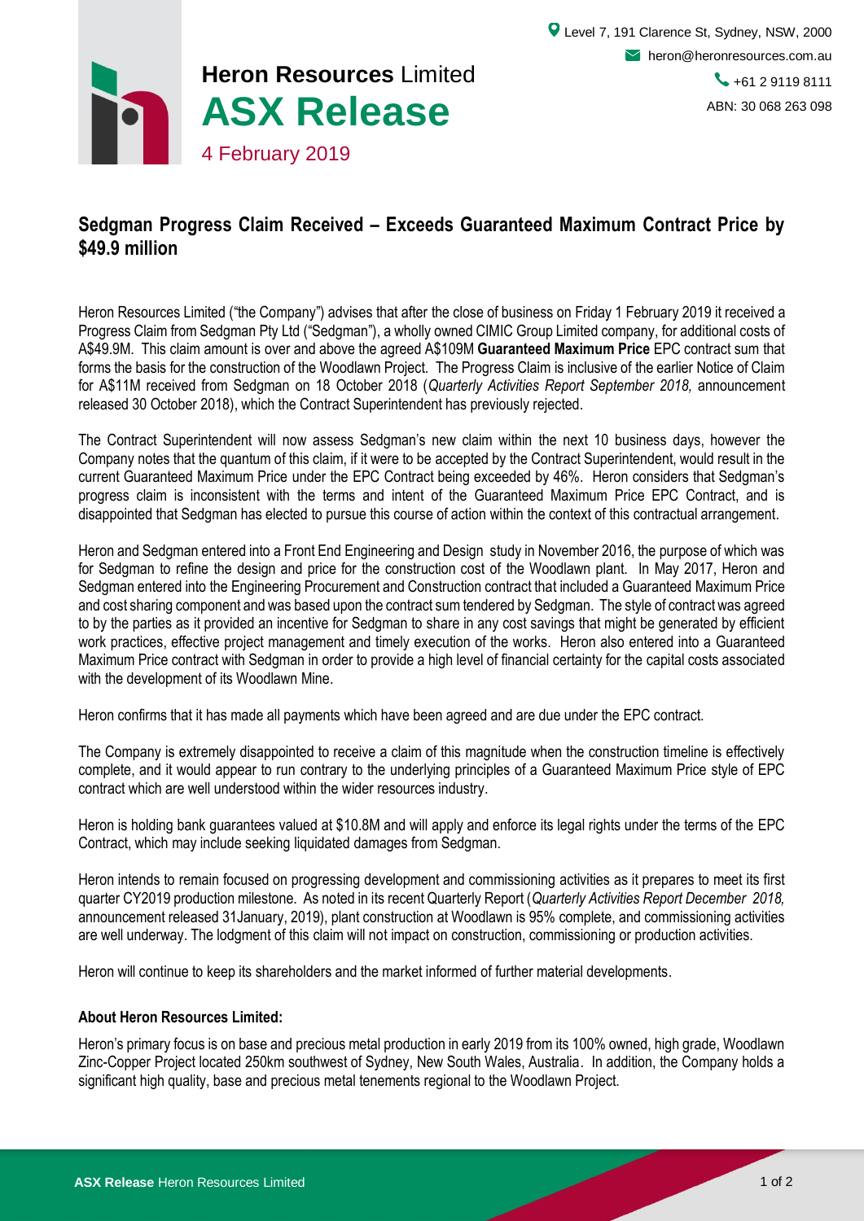**Heron Resources** Limited

# ASX Release

4 February 2019

Level 7, 191 Clarence St, Sydney, NSW, 2000
heron@heronresources.com.au
+61 2 9119 8111
ABN: 30 068 263 098

## Sedgman Progress Claim Received – Exceeds Guaranteed Maximum Contract Price by $49.9 million

Heron Resources Limited ("the Company") advises that after the close of business on Friday 1 February 2019 it received a Progress Claim from Sedgman Pty Ltd ("Sedgman"), a wholly owned CIMIC Group Limited company, for additional costs of A$49.9M. This claim amount is over and above the agreed A$109M **Guaranteed Maximum Price** EPC contract sum that forms the basis for the construction of the Woodlawn Project. The Progress Claim is inclusive of the earlier Notice of Claim for A$11M received from Sedgman on 18 October 2018 (*Quarterly Activities Report September 2018,* announcement released 30 October 2018), which the Contract Superintendent has previously rejected.

The Contract Superintendent will now assess Sedgman's new claim within the next 10 business days, however the Company notes that the quantum of this claim, if it were to be accepted by the Contract Superintendent, would result in the current Guaranteed Maximum Price under the EPC Contract being exceeded by 46%. Heron considers that Sedgman's progress claim is inconsistent with the terms and intent of the Guaranteed Maximum Price EPC Contract, and is disappointed that Sedgman has elected to pursue this course of action within the context of this contractual arrangement.

Heron and Sedgman entered into a Front End Engineering and Design study in November 2016, the purpose of which was for Sedgman to refine the design and price for the construction cost of the Woodlawn plant. In May 2017, Heron and Sedgman entered into the Engineering Procurement and Construction contract that included a Guaranteed Maximum Price and cost sharing component and was based upon the contract sum tendered by Sedgman. The style of contract was agreed to by the parties as it provided an incentive for Sedgman to share in any cost savings that might be generated by efficient work practices, effective project management and timely execution of the works. Heron also entered into a Guaranteed Maximum Price contract with Sedgman in order to provide a high level of financial certainty for the capital costs associated with the development of its Woodlawn Mine.

Heron confirms that it has made all payments which have been agreed and are due under the EPC contract.

The Company is extremely disappointed to receive a claim of this magnitude when the construction timeline is effectively complete, and it would appear to run contrary to the underlying principles of a Guaranteed Maximum Price style of EPC contract which are well understood within the wider resources industry.

Heron is holding bank guarantees valued at $10.8M and will apply and enforce its legal rights under the terms of the EPC Contract, which may include seeking liquidated damages from Sedgman.

Heron intends to remain focused on progressing development and commissioning activities as it prepares to meet its first quarter CY2019 production milestone. As noted in its recent Quarterly Report (*Quarterly Activities Report December 2018,* announcement released 31January, 2019), plant construction at Woodlawn is 95% complete, and commissioning activities are well underway. The lodgment of this claim will not impact on construction, commissioning or production activities.

Heron will continue to keep its shareholders and the market informed of further material developments.

### About Heron Resources Limited:

Heron's primary focus is on base and precious metal production in early 2019 from its 100% owned, high grade, Woodlawn Zinc-Copper Project located 250km southwest of Sydney, New South Wales, Australia. In addition, the Company holds a significant high quality, base and precious metal tenements regional to the Woodlawn Project.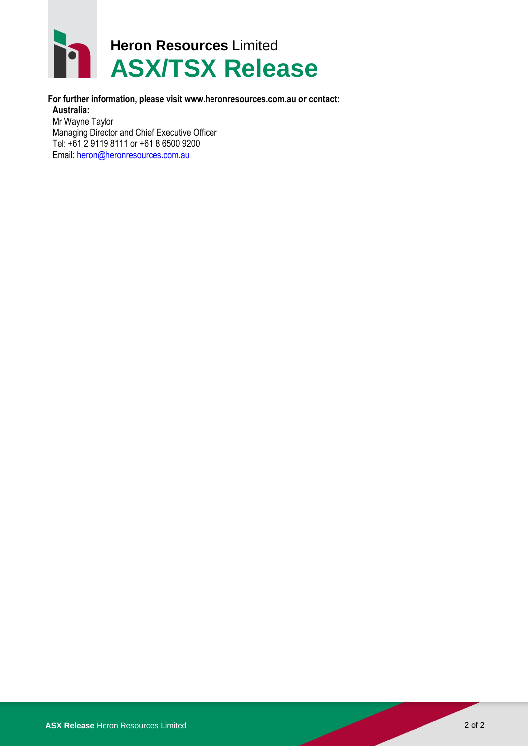**For further information, please visit www.heronresources.com.au or contact:**

**Australia:**

Mr Wayne Taylor
Managing Director and Chief Executive Officer
Tel: +61 2 9119 8111 or +61 8 6500 9200
Email: heron@heronresources.com.au